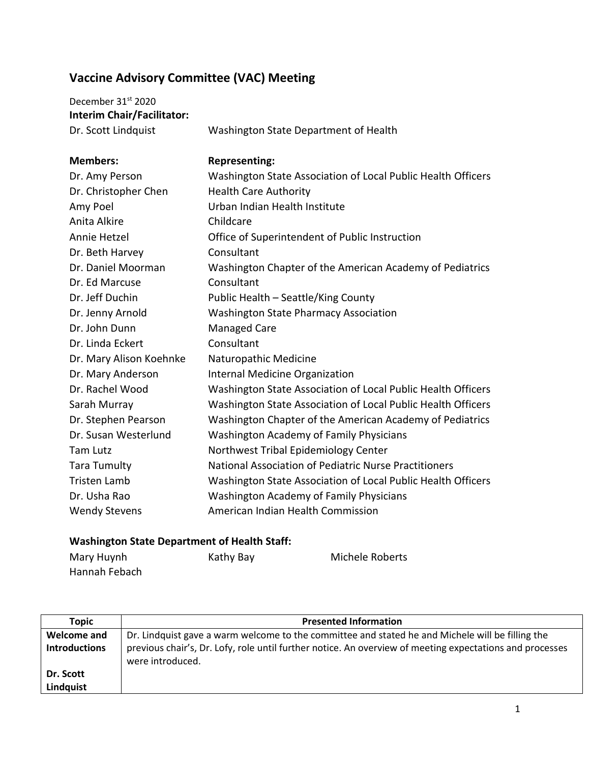# Vaccine Advisory Committee (VAC) Meeting

December 31st 2020

**Interim Chair/Facilitator:**

| | |
|---|---|
| Dr. Scott Lindquist | Washington State Department of Health |

| **Members:** | **Representing:** |
|---|---|
| Dr. Amy Person | Washington State Association of Local Public Health Officers |
| Dr. Christopher Chen | Health Care Authority |
| Amy Poel | Urban Indian Health Institute |
| Anita Alkire | Childcare |
| Annie Hetzel | Office of Superintendent of Public Instruction |
| Dr. Beth Harvey | Consultant |
| Dr. Daniel Moorman | Washington Chapter of the American Academy of Pediatrics |
| Dr. Ed Marcuse | Consultant |
| Dr. Jeff Duchin | Public Health – Seattle/King County |
| Dr. Jenny Arnold | Washington State Pharmacy Association |
| Dr. John Dunn | Managed Care |
| Dr. Linda Eckert | Consultant |
| Dr. Mary Alison Koehnke | Naturopathic Medicine |
| Dr. Mary Anderson | Internal Medicine Organization |
| Dr. Rachel Wood | Washington State Association of Local Public Health Officers |
| Sarah Murray | Washington State Association of Local Public Health Officers |
| Dr. Stephen Pearson | Washington Chapter of the American Academy of Pediatrics |
| Dr. Susan Westerlund | Washington Academy of Family Physicians |
| Tam Lutz | Northwest Tribal Epidemiology Center |
| Tara Tumulty | National Association of Pediatric Nurse Practitioners |
| Tristen Lamb | Washington State Association of Local Public Health Officers |
| Dr. Usha Rao | Washington Academy of Family Physicians |
| Wendy Stevens | American Indian Health Commission |

**Washington State Department of Health Staff:**

Mary Huynh, Kathy Bay, Michele Roberts, Hannah Febach

| Topic | Presented Information |
|---|---|
| **Welcome and Introductions**<br><br>**Dr. Scott Lindquist** | Dr. Lindquist gave a warm welcome to the committee and stated he and Michele will be filling the previous chair's, Dr. Lofy, role until further notice. An overview of meeting expectations and processes were introduced. |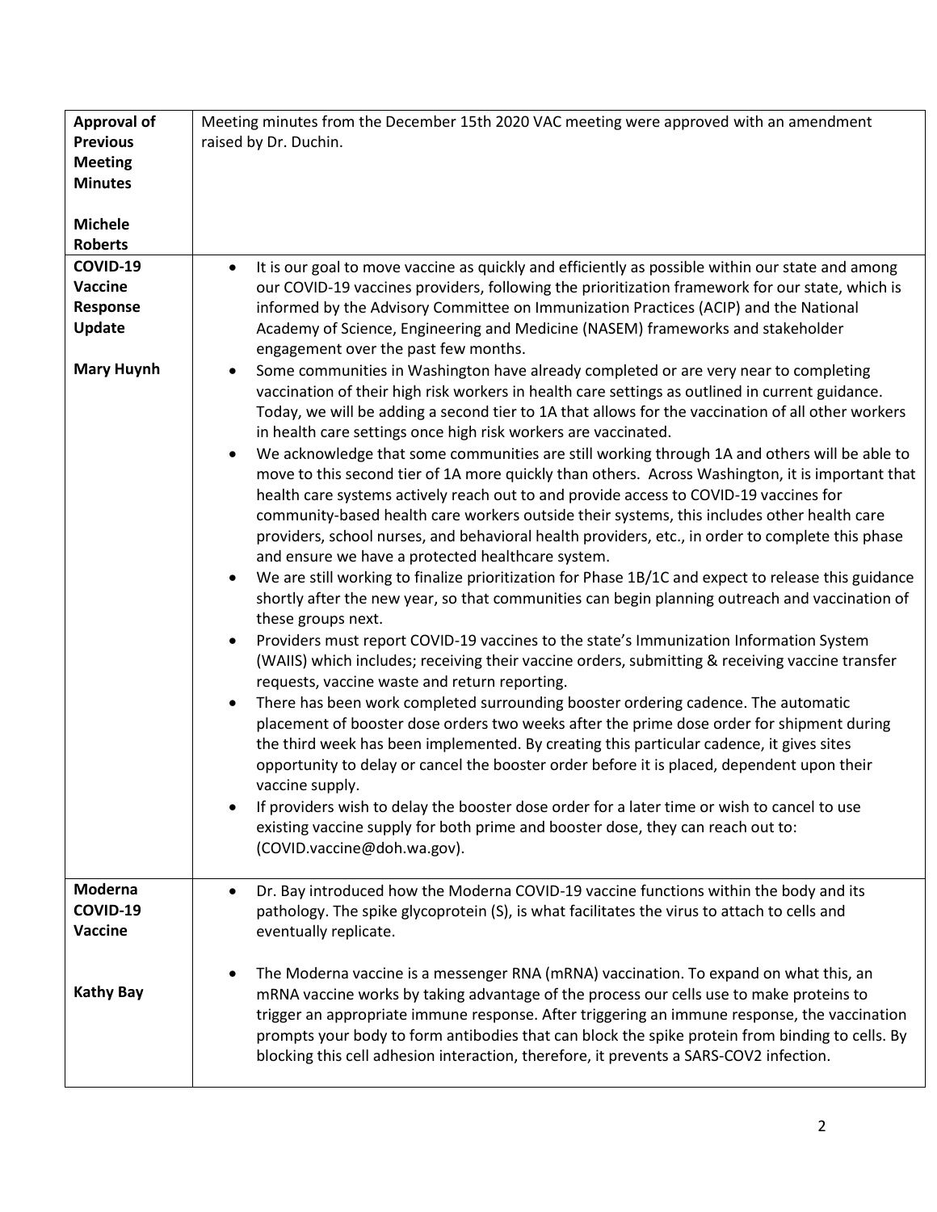| | |
|---|---|
| **Approval of Previous Meeting Minutes**<br><br>**Michele Roberts** | Meeting minutes from the December 15th 2020 VAC meeting were approved with an amendment raised by Dr. Duchin. |
| **COVID-19 Vaccine Response Update**<br><br>**Mary Huynh** | • It is our goal to move vaccine as quickly and efficiently as possible within our state and among our COVID-19 vaccines providers, following the prioritization framework for our state, which is informed by the Advisory Committee on Immunization Practices (ACIP) and the National Academy of Science, Engineering and Medicine (NASEM) frameworks and stakeholder engagement over the past few months.<br>• Some communities in Washington have already completed or are very near to completing vaccination of their high risk workers in health care settings as outlined in current guidance. Today, we will be adding a second tier to 1A that allows for the vaccination of all other workers in health care settings once high risk workers are vaccinated.<br>• We acknowledge that some communities are still working through 1A and others will be able to move to this second tier of 1A more quickly than others. Across Washington, it is important that health care systems actively reach out to and provide access to COVID-19 vaccines for community-based health care workers outside their systems, this includes other health care providers, school nurses, and behavioral health providers, etc., in order to complete this phase and ensure we have a protected healthcare system.<br>• We are still working to finalize prioritization for Phase 1B/1C and expect to release this guidance shortly after the new year, so that communities can begin planning outreach and vaccination of these groups next.<br>• Providers must report COVID-19 vaccines to the state's Immunization Information System (WAIIS) which includes; receiving their vaccine orders, submitting & receiving vaccine transfer requests, vaccine waste and return reporting.<br>• There has been work completed surrounding booster ordering cadence. The automatic placement of booster dose orders two weeks after the prime dose order for shipment during the third week has been implemented. By creating this particular cadence, it gives sites opportunity to delay or cancel the booster order before it is placed, dependent upon their vaccine supply.<br>• If providers wish to delay the booster dose order for a later time or wish to cancel to use existing vaccine supply for both prime and booster dose, they can reach out to: (COVID.vaccine@doh.wa.gov). |
| **Moderna COVID-19 Vaccine**<br><br>**Kathy Bay** | • Dr. Bay introduced how the Moderna COVID-19 vaccine functions within the body and its pathology. The spike glycoprotein (S), is what facilitates the virus to attach to cells and eventually replicate.<br><br>• The Moderna vaccine is a messenger RNA (mRNA) vaccination. To expand on what this, an mRNA vaccine works by taking advantage of the process our cells use to make proteins to trigger an appropriate immune response. After triggering an immune response, the vaccination prompts your body to form antibodies that can block the spike protein from binding to cells. By blocking this cell adhesion interaction, therefore, it prevents a SARS-COV2 infection. |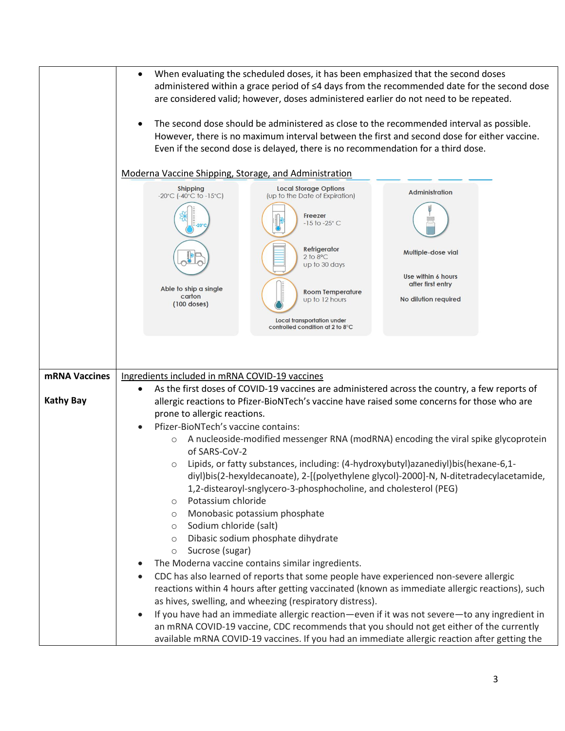| | |
|---|---|
| | • When evaluating the scheduled doses, it has been emphasized that the second doses administered within a grace period of ≤4 days from the recommended date for the second dose are considered valid; however, doses administered earlier do not need to be repeated.<br><br>• The second dose should be administered as close to the recommended interval as possible. However, there is no maximum interval between the first and second dose for either vaccine. Even if the second dose is delayed, there is no recommendation for a third dose.<br><br><u>Moderna Vaccine Shipping, Storage, and Administration</u><br><br>**Shipping**<br>-20°C (-40°C to -15°C)<br>Able to ship a single carton (100 doses)<br><br>**Local Storage Options** (up to the Date of Expiration)<br>**Freezer** -15 to -25° C<br>**Refrigerator** 2 to 8°C up to 30 days<br>**Room Temperature** up to 12 hours<br>Local transportation under controlled condition at 2 to 8°C<br><br>**Administration**<br>Multiple-dose vial<br>Use within 6 hours after first entry<br>No dilution required |
| **mRNA Vaccines**<br><br>**Kathy Bay** | <u>Ingredients included in mRNA COVID-19 vaccines</u><br>• As the first doses of COVID-19 vaccines are administered across the country, a few reports of allergic reactions to Pfizer-BioNTech's vaccine have raised some concerns for those who are prone to allergic reactions.<br>• Pfizer-BioNTech's vaccine contains:<br>&nbsp;&nbsp;○ A nucleoside-modified messenger RNA (modRNA) encoding the viral spike glycoprotein of SARS-CoV-2<br>&nbsp;&nbsp;○ Lipids, or fatty substances, including: (4-hydroxybutyl)azanediyl)bis(hexane-6,1-diyl)bis(2-hexyldecanoate), 2-[(polyethylene glycol)-2000]-N, N-ditetradecylacetamide, 1,2-distearoyl-snglycero-3-phosphocholine, and cholesterol (PEG)<br>&nbsp;&nbsp;○ Potassium chloride<br>&nbsp;&nbsp;○ Monobasic potassium phosphate<br>&nbsp;&nbsp;○ Sodium chloride (salt)<br>&nbsp;&nbsp;○ Dibasic sodium phosphate dihydrate<br>&nbsp;&nbsp;○ Sucrose (sugar)<br>• The Moderna vaccine contains similar ingredients.<br>• CDC has also learned of reports that some people have experienced non-severe allergic reactions within 4 hours after getting vaccinated (known as immediate allergic reactions), such as hives, swelling, and wheezing (respiratory distress).<br>• If you have had an immediate allergic reaction—even if it was not severe—to any ingredient in an mRNA COVID-19 vaccine, CDC recommends that you should not get either of the currently available mRNA COVID-19 vaccines. If you had an immediate allergic reaction after getting the |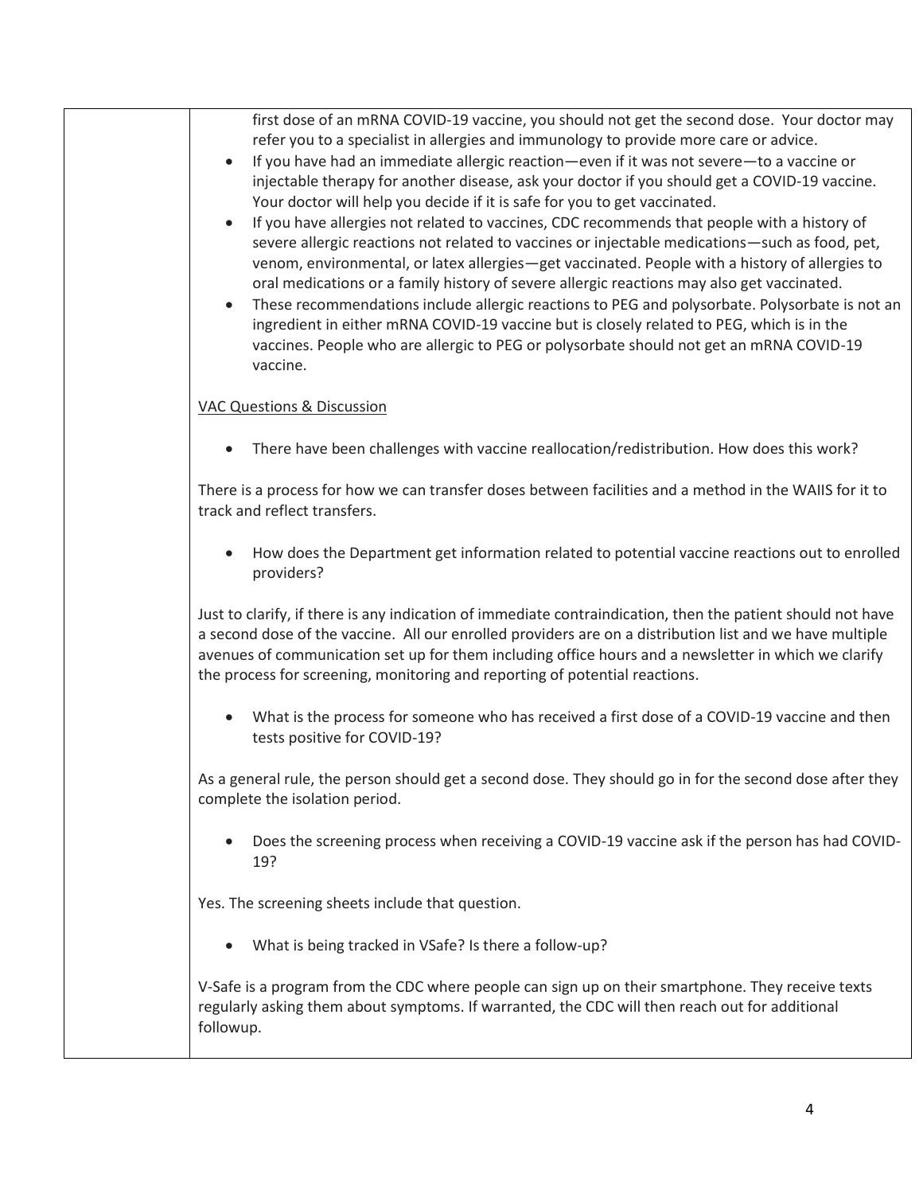first dose of an mRNA COVID-19 vaccine, you should not get the second dose. Your doctor may refer you to a specialist in allergies and immunology to provide more care or advice.

- If you have had an immediate allergic reaction—even if it was not severe—to a vaccine or injectable therapy for another disease, ask your doctor if you should get a COVID-19 vaccine. Your doctor will help you decide if it is safe for you to get vaccinated.
- If you have allergies not related to vaccines, CDC recommends that people with a history of severe allergic reactions not related to vaccines or injectable medications—such as food, pet, venom, environmental, or latex allergies—get vaccinated. People with a history of allergies to oral medications or a family history of severe allergic reactions may also get vaccinated.
- These recommendations include allergic reactions to PEG and polysorbate. Polysorbate is not an ingredient in either mRNA COVID-19 vaccine but is closely related to PEG, which is in the vaccines. People who are allergic to PEG or polysorbate should not get an mRNA COVID-19 vaccine.

VAC Questions & Discussion

- There have been challenges with vaccine reallocation/redistribution. How does this work?

There is a process for how we can transfer doses between facilities and a method in the WAIIS for it to track and reflect transfers.

- How does the Department get information related to potential vaccine reactions out to enrolled providers?

Just to clarify, if there is any indication of immediate contraindication, then the patient should not have a second dose of the vaccine. All our enrolled providers are on a distribution list and we have multiple avenues of communication set up for them including office hours and a newsletter in which we clarify the process for screening, monitoring and reporting of potential reactions.

- What is the process for someone who has received a first dose of a COVID-19 vaccine and then tests positive for COVID-19?

As a general rule, the person should get a second dose. They should go in for the second dose after they complete the isolation period.

- Does the screening process when receiving a COVID-19 vaccine ask if the person has had COVID-19?

Yes. The screening sheets include that question.

- What is being tracked in VSafe? Is there a follow-up?

V-Safe is a program from the CDC where people can sign up on their smartphone. They receive texts regularly asking them about symptoms. If warranted, the CDC will then reach out for additional followup.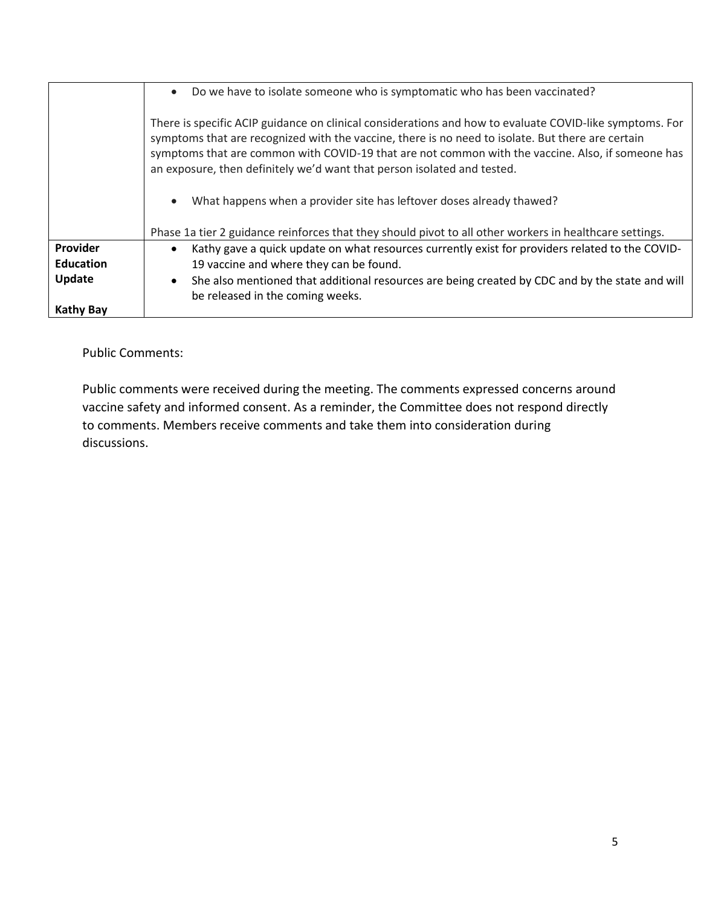| | |
|---|---|
| | • Do we have to isolate someone who is symptomatic who has been vaccinated?<br><br>There is specific ACIP guidance on clinical considerations and how to evaluate COVID-like symptoms. For symptoms that are recognized with the vaccine, there is no need to isolate. But there are certain symptoms that are common with COVID-19 that are not common with the vaccine. Also, if someone has an exposure, then definitely we'd want that person isolated and tested.<br><br>• What happens when a provider site has leftover doses already thawed?<br><br>Phase 1a tier 2 guidance reinforces that they should pivot to all other workers in healthcare settings. |
| **Provider Education Update**<br><br>**Kathy Bay** | • Kathy gave a quick update on what resources currently exist for providers related to the COVID-19 vaccine and where they can be found.<br>• She also mentioned that additional resources are being created by CDC and by the state and will be released in the coming weeks. |

Public Comments:

Public comments were received during the meeting. The comments expressed concerns around vaccine safety and informed consent. As a reminder, the Committee does not respond directly to comments. Members receive comments and take them into consideration during discussions.